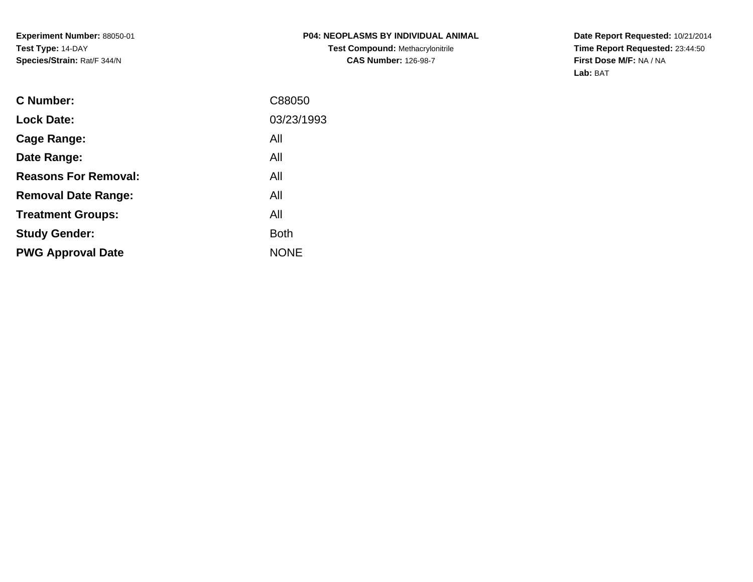**Experiment Number:** 88050-01
**Test Type:** 14-DAY
**Species/Strain:** Rat/F 344/N

**P04: NEOPLASMS BY INDIVIDUAL ANIMAL**
**Test Compound:** Methacrylonitrile
**CAS Number:** 126-98-7

**Date Report Requested:** 10/21/2014
**Time Report Requested:** 23:44:50
**First Dose M/F:** NA / NA
**Lab:** BAT

| | |
|---|---|
| **C Number:** | C88050 |
| **Lock Date:** | 03/23/1993 |
| **Cage Range:** | All |
| **Date Range:** | All |
| **Reasons For Removal:** | All |
| **Removal Date Range:** | All |
| **Treatment Groups:** | All |
| **Study Gender:** | Both |
| **PWG Approval Date** | NONE |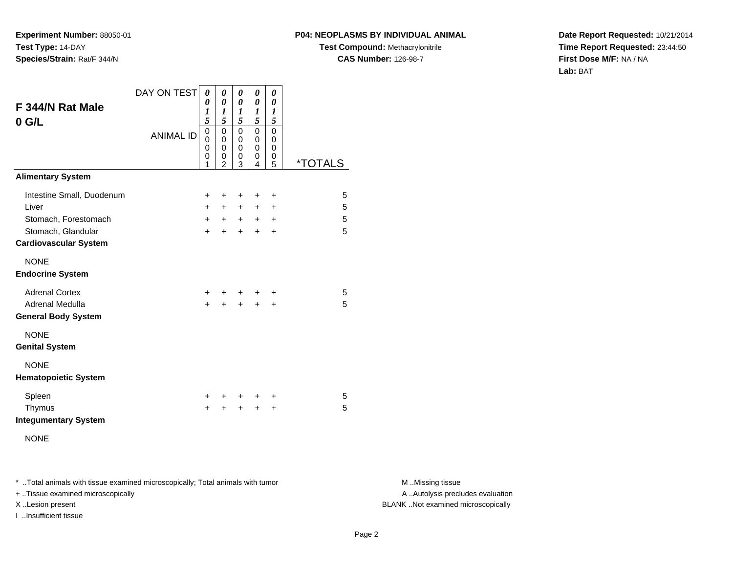**Experiment Number:** 88050-01
**Test Type:** 14-DAY
**Species/Strain:** Rat/F 344/N

**P04: NEOPLASMS BY INDIVIDUAL ANIMAL**
**Test Compound:** Methacrylonitrile
**CAS Number:** 126-98-7

**Date Report Requested:** 10/21/2014
**Time Report Requested:** 23:44:50
**First Dose M/F:** NA / NA
**Lab:** BAT

## F 344/N Rat Male
## 0 G/L

| DAY ON TEST | 0015 | 0015 | 0015 | 0015 | 0015 | |
|---|---|---|---|---|---|---|
| ANIMAL ID | 00001 | 00002 | 00003 | 00004 | 00005 | *TOTALS |
| **Alimentary System** | | | | | | |
| Intestine Small, Duodenum | + | + | + | + | + | 5 |
| Liver | + | + | + | + | + | 5 |
| Stomach, Forestomach | + | + | + | + | + | 5 |
| Stomach, Glandular | + | + | + | + | + | 5 |
| **Cardiovascular System** | | | | | | |
| NONE | | | | | | |
| **Endocrine System** | | | | | | |
| Adrenal Cortex | + | + | + | + | + | 5 |
| Adrenal Medulla | + | + | + | + | + | 5 |
| **General Body System** | | | | | | |
| NONE | | | | | | |
| **Genital System** | | | | | | |
| NONE | | | | | | |
| **Hematopoietic System** | | | | | | |
| Spleen | + | + | + | + | + | 5 |
| Thymus | + | + | + | + | + | 5 |
| **Integumentary System** | | | | | | |
| NONE | | | | | | |

* ..Total animals with tissue examined microscopically; Total animals with tumor
+ ..Tissue examined microscopically
X ..Lesion present
I ..Insufficient tissue

M ..Missing tissue
A ..Autolysis precludes evaluation
BLANK ..Not examined microscopically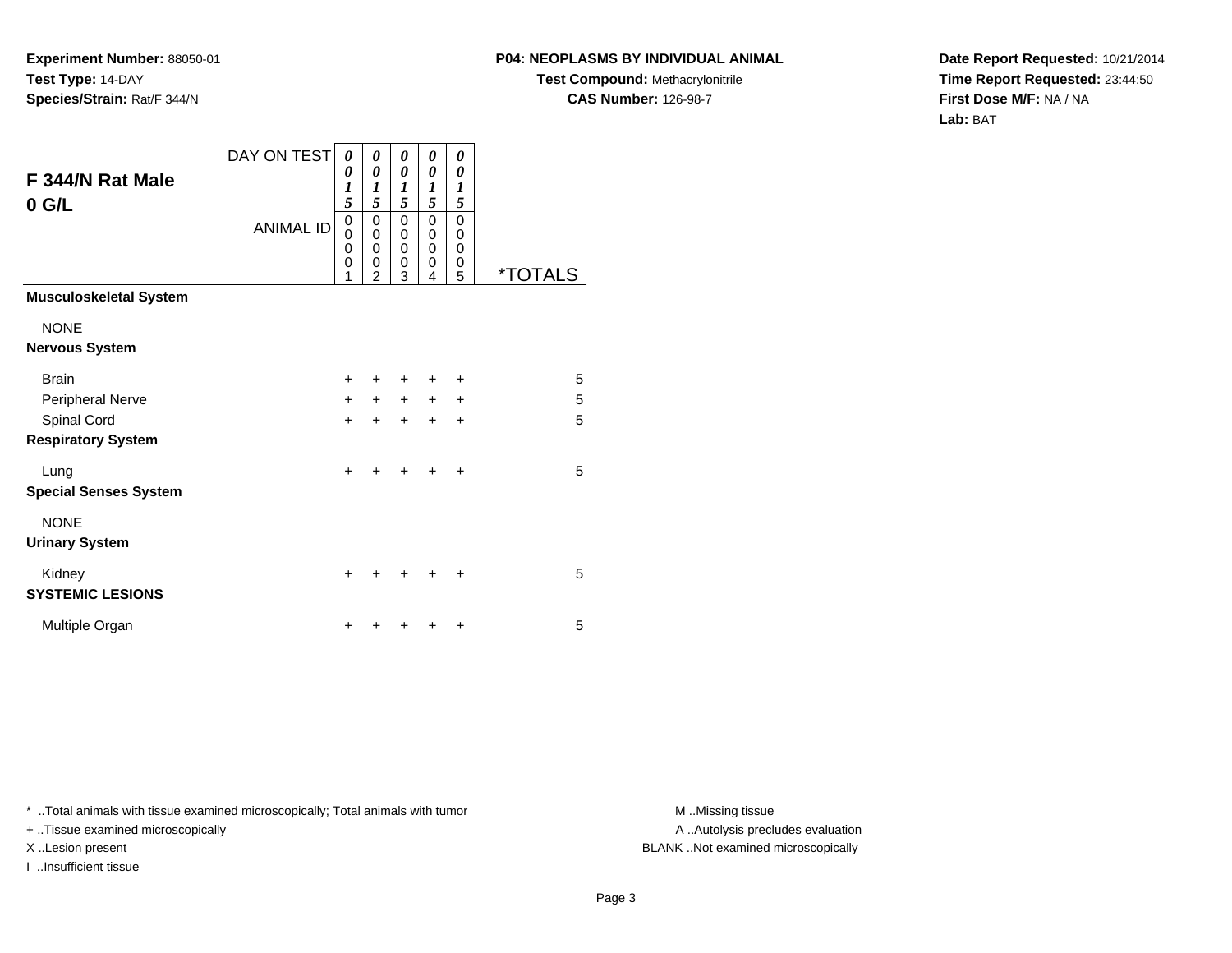**Experiment Number:** 88050-01
**Test Type:** 14-DAY
**Species/Strain:** Rat/F 344/N

**P04: NEOPLASMS BY INDIVIDUAL ANIMAL**
**Test Compound:** Methacrylonitrile
**CAS Number:** 126-98-7

**Date Report Requested:** 10/21/2014
**Time Report Requested:** 23:44:50
**First Dose M/F:** NA / NA
**Lab:** BAT

## F 344/N Rat Male
## 0 G/L

| DAY ON TEST | 0015 | 0015 | 0015 | 0015 | 0015 | |
|---|---|---|---|---|---|---|
| ANIMAL ID | 00001 | 00002 | 00003 | 00004 | 00005 | *TOTALS |
| **Musculoskeletal System** | | | | | | |
| NONE | | | | | | |
| **Nervous System** | | | | | | |
| Brain | + | + | + | + | + | 5 |
| Peripheral Nerve | + | + | + | + | + | 5 |
| Spinal Cord | + | + | + | + | + | 5 |
| **Respiratory System** | | | | | | |
| Lung | + | + | + | + | + | 5 |
| **Special Senses System** | | | | | | |
| NONE | | | | | | |
| **Urinary System** | | | | | | |
| Kidney | + | + | + | + | + | 5 |
| **SYSTEMIC LESIONS** | | | | | | |
| Multiple Organ | + | + | + | + | + | 5 |

* ..Total animals with tissue examined microscopically; Total animals with tumor
+ ..Tissue examined microscopically
X ..Lesion present
I ..Insufficient tissue

M ..Missing tissue
A ..Autolysis precludes evaluation
BLANK ..Not examined microscopically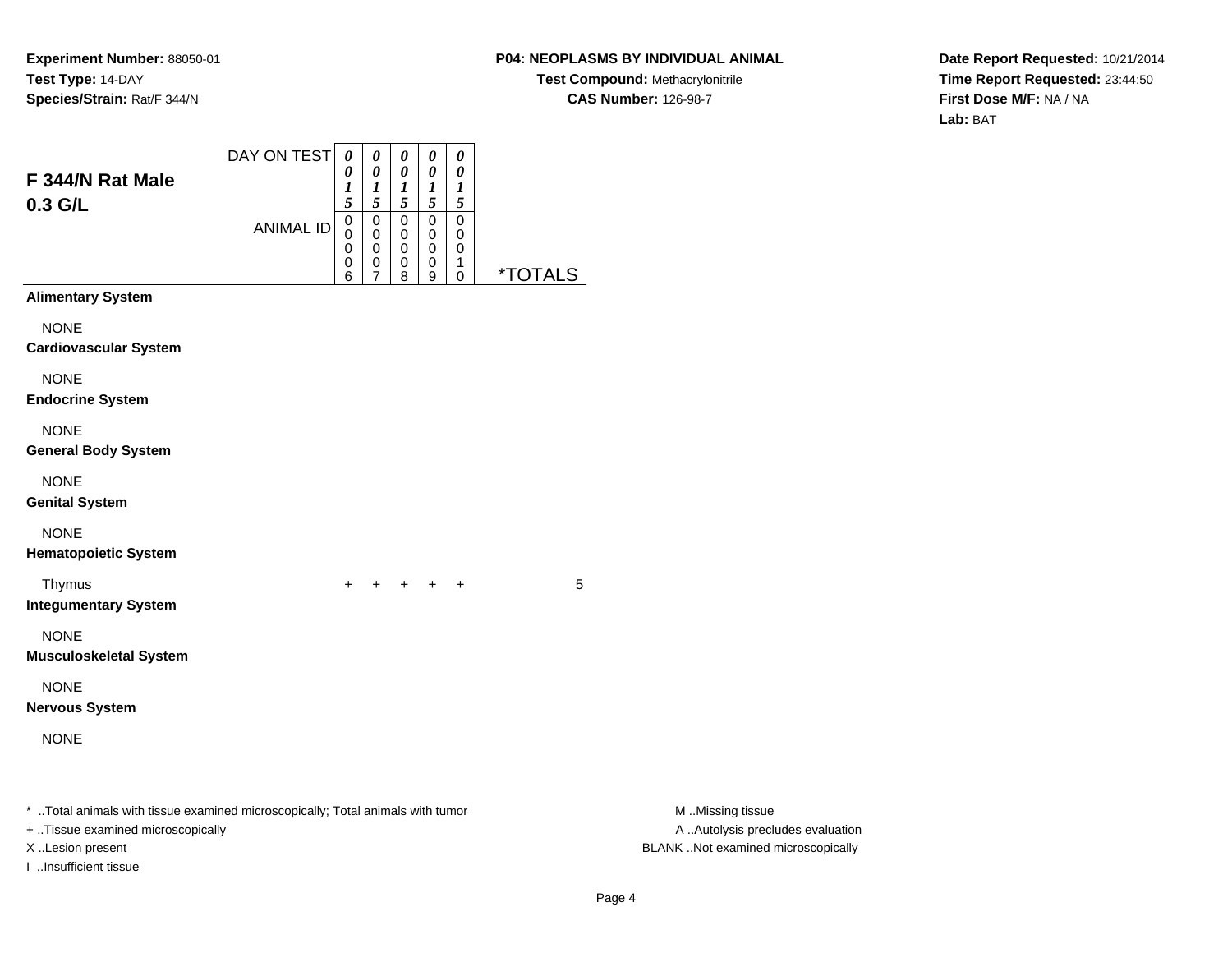**Experiment Number:** 88050-01
**Test Type:** 14-DAY
**Species/Strain:** Rat/F 344/N

**P04: NEOPLASMS BY INDIVIDUAL ANIMAL**
**Test Compound:** Methacrylonitrile
**CAS Number:** 126-98-7

**Date Report Requested:** 10/21/2014
**Time Report Requested:** 23:44:50
**First Dose M/F:** NA / NA
**Lab:** BAT

## F 344/N Rat Male 0.3 G/L

| DAY ON TEST | 0015 | 0015 | 0015 | 0015 | 0015 | |
|---|---|---|---|---|---|---|
| ANIMAL ID | 00006 | 00007 | 00008 | 00009 | 00010 | *TOTALS |
| **Alimentary System** | | | | | | |
| NONE | | | | | | |
| **Cardiovascular System** | | | | | | |
| NONE | | | | | | |
| **Endocrine System** | | | | | | |
| NONE | | | | | | |
| **General Body System** | | | | | | |
| NONE | | | | | | |
| **Genital System** | | | | | | |
| NONE | | | | | | |
| **Hematopoietic System** | | | | | | |
| Thymus | + | + | + | + | + | 5 |
| **Integumentary System** | | | | | | |
| NONE | | | | | | |
| **Musculoskeletal System** | | | | | | |
| NONE | | | | | | |
| **Nervous System** | | | | | | |
| NONE | | | | | | |

* ..Total animals with tissue examined microscopically; Total animals with tumor
+ ..Tissue examined microscopically
X ..Lesion present
I ..Insufficient tissue

M ..Missing tissue
A ..Autolysis precludes evaluation
BLANK ..Not examined microscopically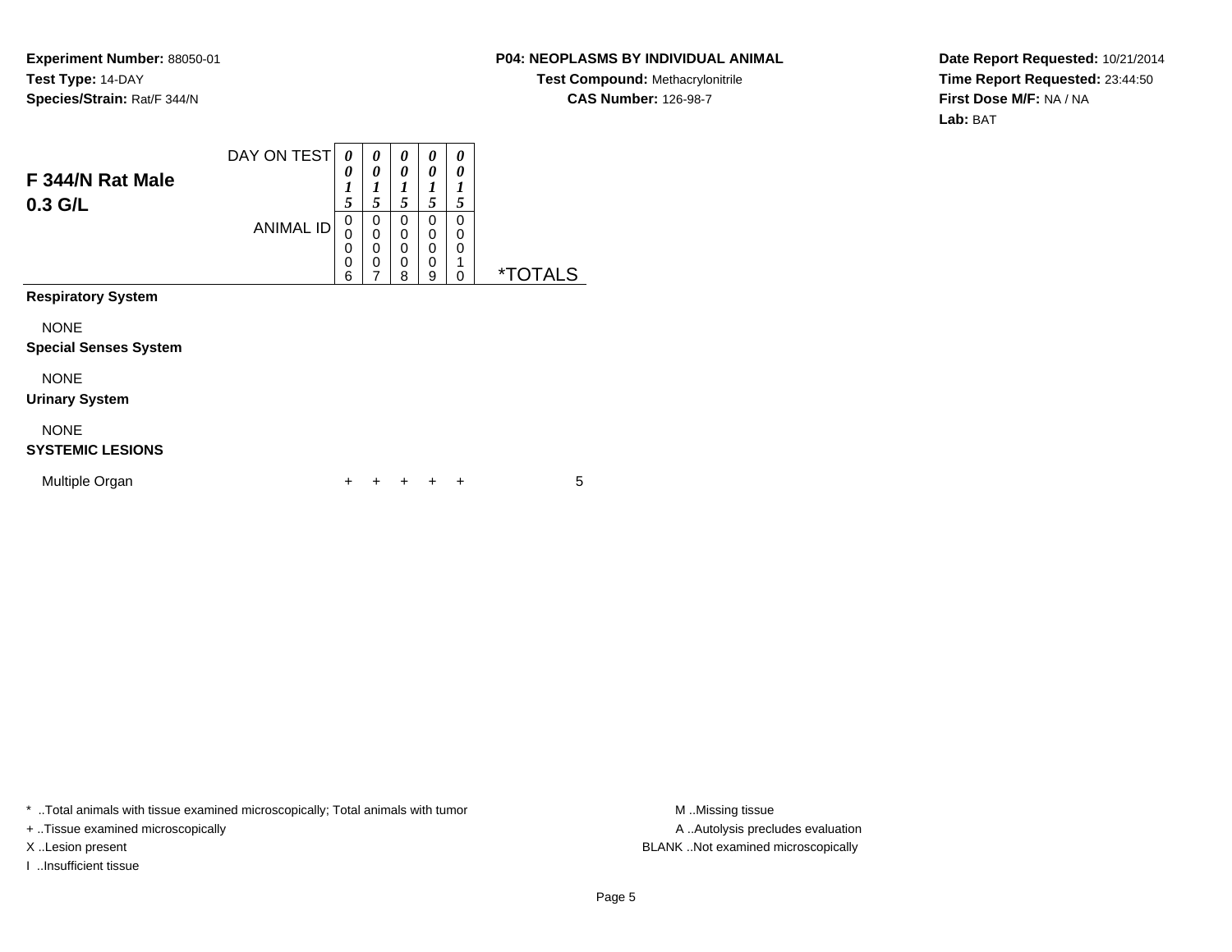**Experiment Number:** 88050-01
**Test Type:** 14-DAY
**Species/Strain:** Rat/F 344/N

**P04: NEOPLASMS BY INDIVIDUAL ANIMAL**
**Test Compound:** Methacrylonitrile
**CAS Number:** 126-98-7

**Date Report Requested:** 10/21/2014
**Time Report Requested:** 23:44:50
**First Dose M/F:** NA / NA
**Lab:** BAT

## F 344/N Rat Male 0.3 G/L

| DAY ON TEST | 0015 | 0015 | 0015 | 0015 | 0015 | |
|---|---|---|---|---|---|---|
| ANIMAL ID | 00006 | 00007 | 00008 | 00009 | 00010 | *TOTALS |
| **Respiratory System** | | | | | | |
| NONE | | | | | | |
| **Special Senses System** | | | | | | |
| NONE | | | | | | |
| **Urinary System** | | | | | | |
| NONE | | | | | | |
| **SYSTEMIC LESIONS** | | | | | | |
| Multiple Organ | + | + | + | + | + | 5 |

* ..Total animals with tissue examined microscopically; Total animals with tumor
+ ..Tissue examined microscopically
X ..Lesion present
I ..Insufficient tissue

M ..Missing tissue
A ..Autolysis precludes evaluation
BLANK ..Not examined microscopically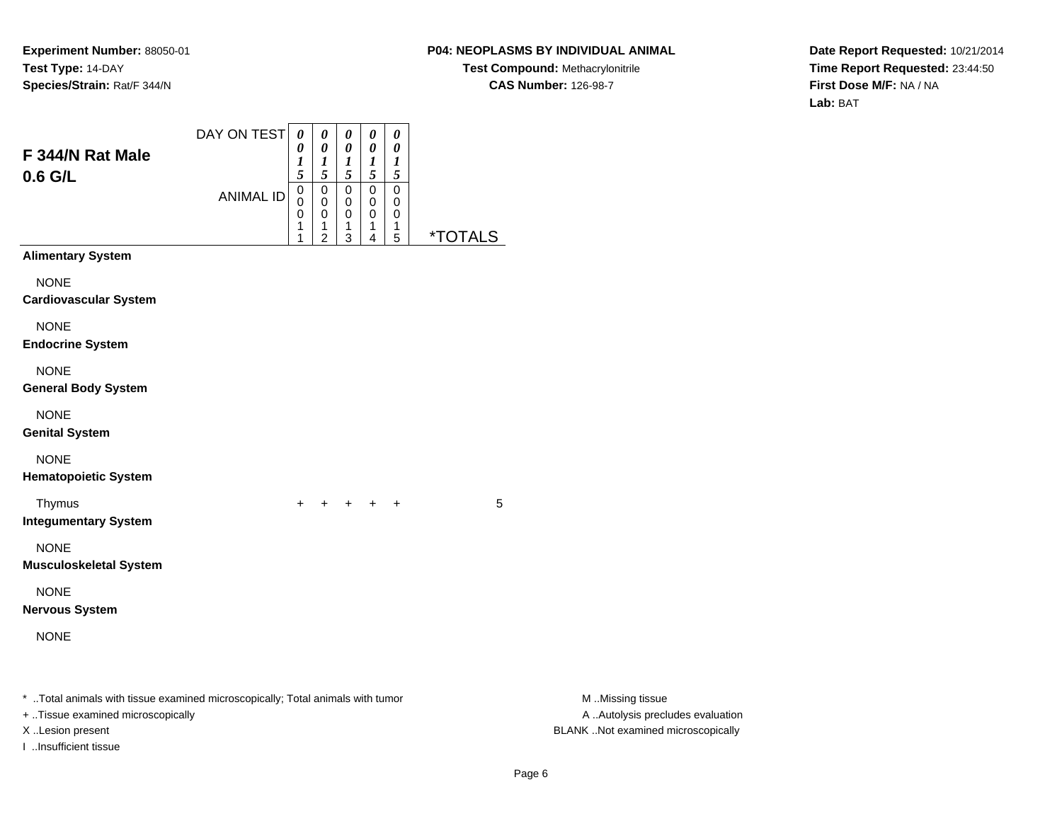**Experiment Number:** 88050-01
**Test Type:** 14-DAY
**Species/Strain:** Rat/F 344/N

**P04: NEOPLASMS BY INDIVIDUAL ANIMAL**
**Test Compound:** Methacrylonitrile
**CAS Number:** 126-98-7

**Date Report Requested:** 10/21/2014
**Time Report Requested:** 23:44:50
**First Dose M/F:** NA / NA
**Lab:** BAT

## F 344/N Rat Male 0.6 G/L

| DAY ON TEST | 0015 | 0015 | 0015 | 0015 | 0015 | |
|---|---|---|---|---|---|---|
| ANIMAL ID | 00011 | 00012 | 00013 | 00014 | 00015 | *TOTALS |
| **Alimentary System** | | | | | | |
| NONE | | | | | | |
| **Cardiovascular System** | | | | | | |
| NONE | | | | | | |
| **Endocrine System** | | | | | | |
| NONE | | | | | | |
| **General Body System** | | | | | | |
| NONE | | | | | | |
| **Genital System** | | | | | | |
| NONE | | | | | | |
| **Hematopoietic System** | | | | | | |
| Thymus | + | + | + | + | + | 5 |
| **Integumentary System** | | | | | | |
| NONE | | | | | | |
| **Musculoskeletal System** | | | | | | |
| NONE | | | | | | |
| **Nervous System** | | | | | | |
| NONE | | | | | | |

* ..Total animals with tissue examined microscopically; Total animals with tumor
+ ..Tissue examined microscopically
X ..Lesion present
I ..Insufficient tissue

M ..Missing tissue
A ..Autolysis precludes evaluation
BLANK ..Not examined microscopically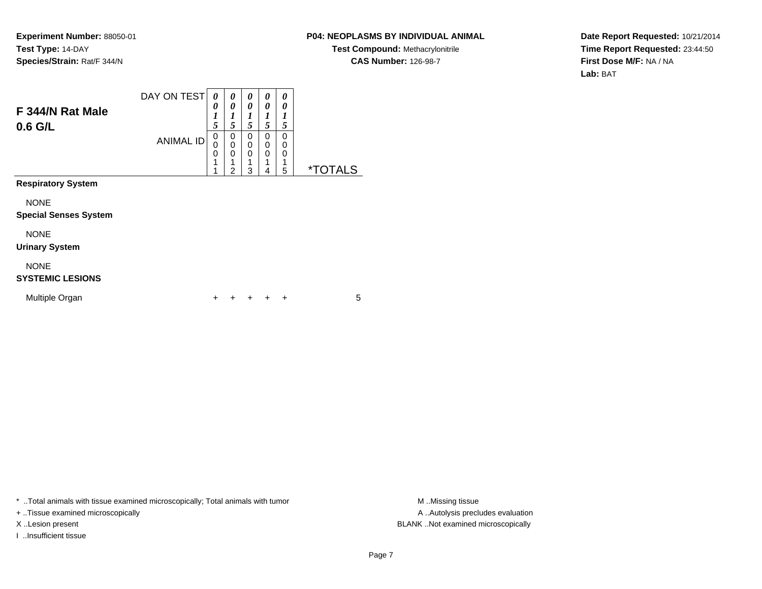**Experiment Number:** 88050-01
**Test Type:** 14-DAY
**Species/Strain:** Rat/F 344/N

**P04: NEOPLASMS BY INDIVIDUAL ANIMAL**
**Test Compound:** Methacrylonitrile
**CAS Number:** 126-98-7

**Date Report Requested:** 10/21/2014
**Time Report Requested:** 23:44:50
**First Dose M/F:** NA / NA
**Lab:** BAT

## F 344/N Rat Male 0.6 G/L

| DAY ON TEST | 0015 | 0015 | 0015 | 0015 | 0015 | |
|---|---|---|---|---|---|---|
| ANIMAL ID | 00011 | 00012 | 00013 | 00014 | 00015 | *TOTALS |
| **Respiratory System** | | | | | | |
| NONE | | | | | | |
| **Special Senses System** | | | | | | |
| NONE | | | | | | |
| **Urinary System** | | | | | | |
| NONE | | | | | | |
| **SYSTEMIC LESIONS** | | | | | | |
| Multiple Organ | + | + | + | + | + | 5 |

* ..Total animals with tissue examined microscopically; Total animals with tumor
+ ..Tissue examined microscopically
X ..Lesion present
I ..Insufficient tissue

M ..Missing tissue
A ..Autolysis precludes evaluation
BLANK ..Not examined microscopically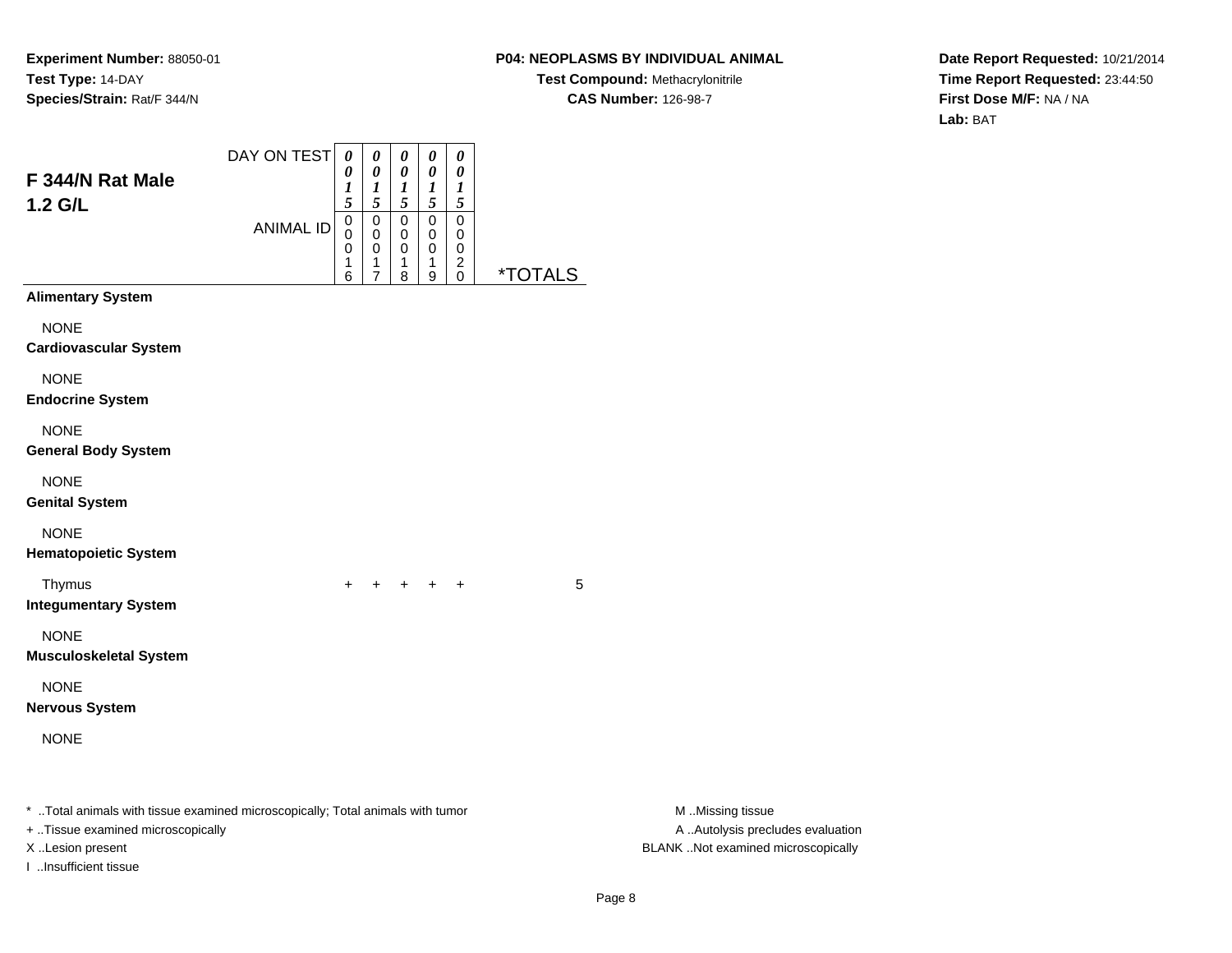**Experiment Number:** 88050-01
**Test Type:** 14-DAY
**Species/Strain:** Rat/F 344/N

**P04: NEOPLASMS BY INDIVIDUAL ANIMAL**
**Test Compound:** Methacrylonitrile
**CAS Number:** 126-98-7

**Date Report Requested:** 10/21/2014
**Time Report Requested:** 23:44:50
**First Dose M/F:** NA / NA
**Lab:** BAT

## F 344/N Rat Male
## 1.2 G/L

| DAY ON TEST | 0015 | 0015 | 0015 | 0015 | 0015 | |
|---|---|---|---|---|---|---|
| ANIMAL ID | 00016 | 00017 | 00018 | 00019 | 00020 | *TOTALS |
| **Alimentary System** | | | | | | |
| NONE | | | | | | |
| **Cardiovascular System** | | | | | | |
| NONE | | | | | | |
| **Endocrine System** | | | | | | |
| NONE | | | | | | |
| **General Body System** | | | | | | |
| NONE | | | | | | |
| **Genital System** | | | | | | |
| NONE | | | | | | |
| **Hematopoietic System** | | | | | | |
| Thymus | + | + | + | + | + | 5 |
| **Integumentary System** | | | | | | |
| NONE | | | | | | |
| **Musculoskeletal System** | | | | | | |
| NONE | | | | | | |
| **Nervous System** | | | | | | |
| NONE | | | | | | |

* ..Total animals with tissue examined microscopically; Total animals with tumor
+ ..Tissue examined microscopically
X ..Lesion present
I ..Insufficient tissue

M ..Missing tissue
A ..Autolysis precludes evaluation
BLANK ..Not examined microscopically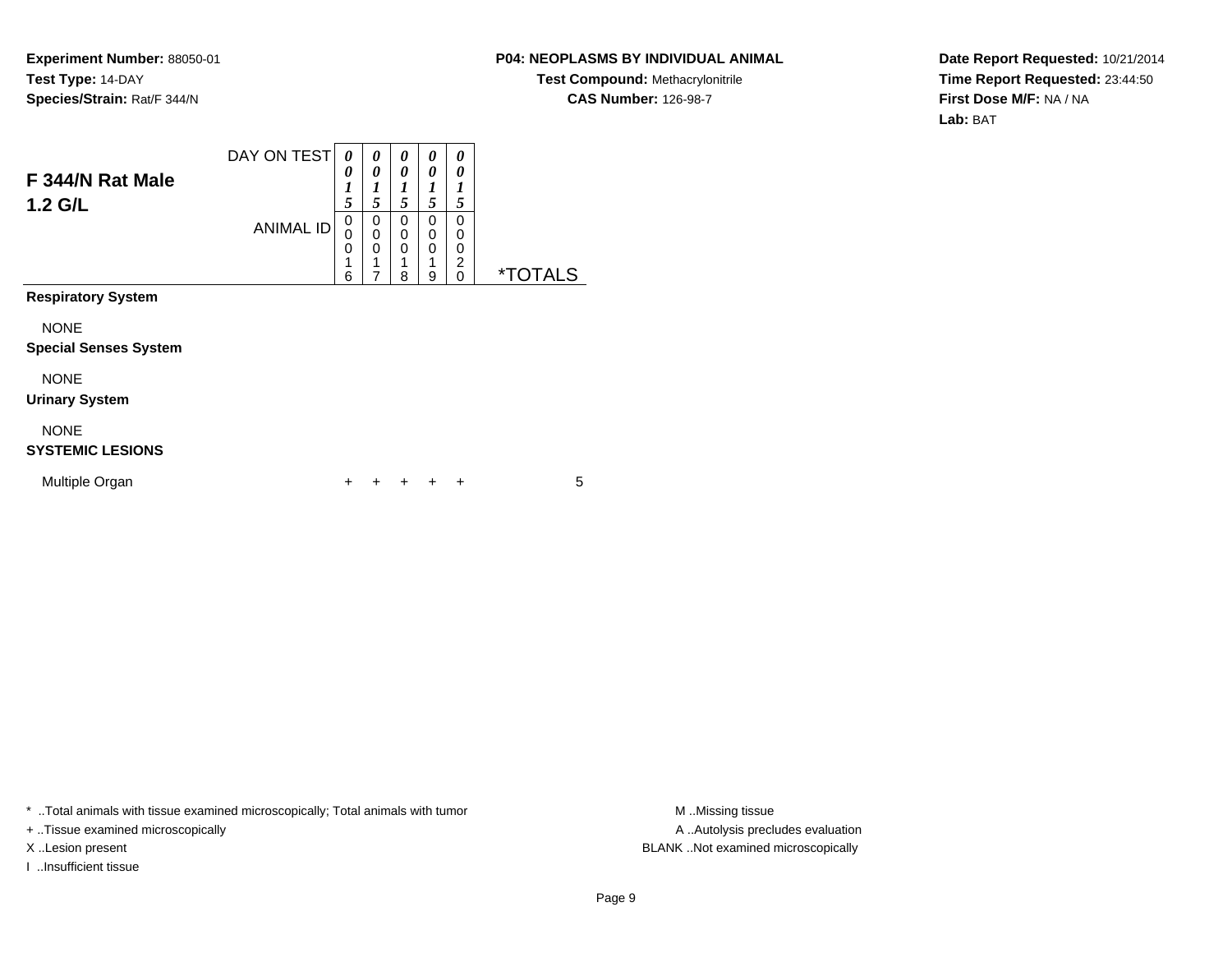**Experiment Number:** 88050-01
**Test Type:** 14-DAY
**Species/Strain:** Rat/F 344/N

**P04: NEOPLASMS BY INDIVIDUAL ANIMAL**
**Test Compound:** Methacrylonitrile
**CAS Number:** 126-98-7

**Date Report Requested:** 10/21/2014
**Time Report Requested:** 23:44:50
**First Dose M/F:** NA / NA
**Lab:** BAT

## F 344/N Rat Male
## 1.2 G/L

| DAY ON TEST | 0015 | 0015 | 0015 | 0015 | 0015 | |
|---|---|---|---|---|---|---|
| ANIMAL ID | 00016 | 00017 | 00018 | 00019 | 00020 | *TOTALS |
| **Respiratory System** | | | | | | |
| NONE | | | | | | |
| **Special Senses System** | | | | | | |
| NONE | | | | | | |
| **Urinary System** | | | | | | |
| NONE | | | | | | |
| **SYSTEMIC LESIONS** | | | | | | |
| Multiple Organ | + | + | + | + | + | 5 |

\* ..Total animals with tissue examined microscopically; Total animals with tumor
+ ..Tissue examined microscopically
X ..Lesion present
I ..Insufficient tissue

M ..Missing tissue
A ..Autolysis precludes evaluation
BLANK ..Not examined microscopically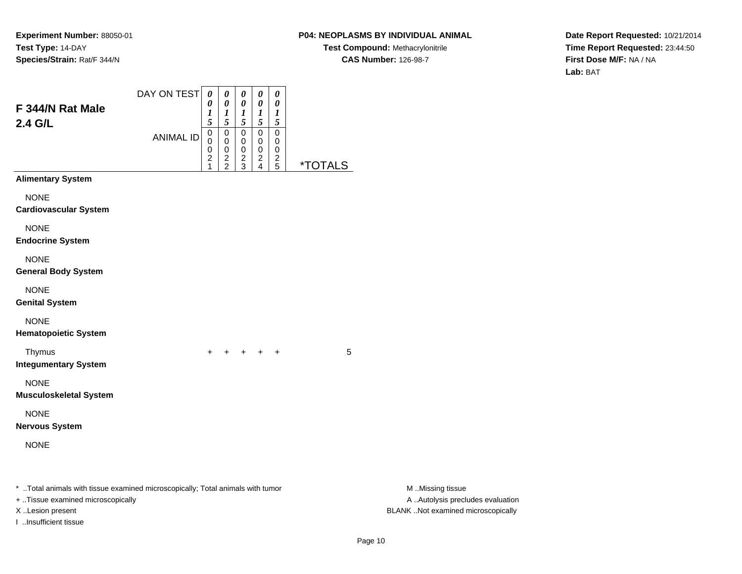**Experiment Number:** 88050-01
**Test Type:** 14-DAY
**Species/Strain:** Rat/F 344/N

**P04: NEOPLASMS BY INDIVIDUAL ANIMAL**
**Test Compound:** Methacrylonitrile
**CAS Number:** 126-98-7

**Date Report Requested:** 10/21/2014
**Time Report Requested:** 23:44:50
**First Dose M/F:** NA / NA
**Lab:** BAT

## F 344/N Rat Male
## 2.4 G/L

| DAY ON TEST | 0015 | 0015 | 0015 | 0015 | 0015 | |
|---|---|---|---|---|---|---|
| ANIMAL ID | 00021 | 00022 | 00023 | 00024 | 00025 | *TOTALS |
| **Alimentary System** | | | | | | |
| NONE | | | | | | |
| **Cardiovascular System** | | | | | | |
| NONE | | | | | | |
| **Endocrine System** | | | | | | |
| NONE | | | | | | |
| **General Body System** | | | | | | |
| NONE | | | | | | |
| **Genital System** | | | | | | |
| NONE | | | | | | |
| **Hematopoietic System** | | | | | | |
| Thymus | + | + | + | + | + | 5 |
| **Integumentary System** | | | | | | |
| NONE | | | | | | |
| **Musculoskeletal System** | | | | | | |
| NONE | | | | | | |
| **Nervous System** | | | | | | |
| NONE | | | | | | |

* ..Total animals with tissue examined microscopically; Total animals with tumor
+ ..Tissue examined microscopically
X ..Lesion present
I ..Insufficient tissue

M ..Missing tissue
A ..Autolysis precludes evaluation
BLANK ..Not examined microscopically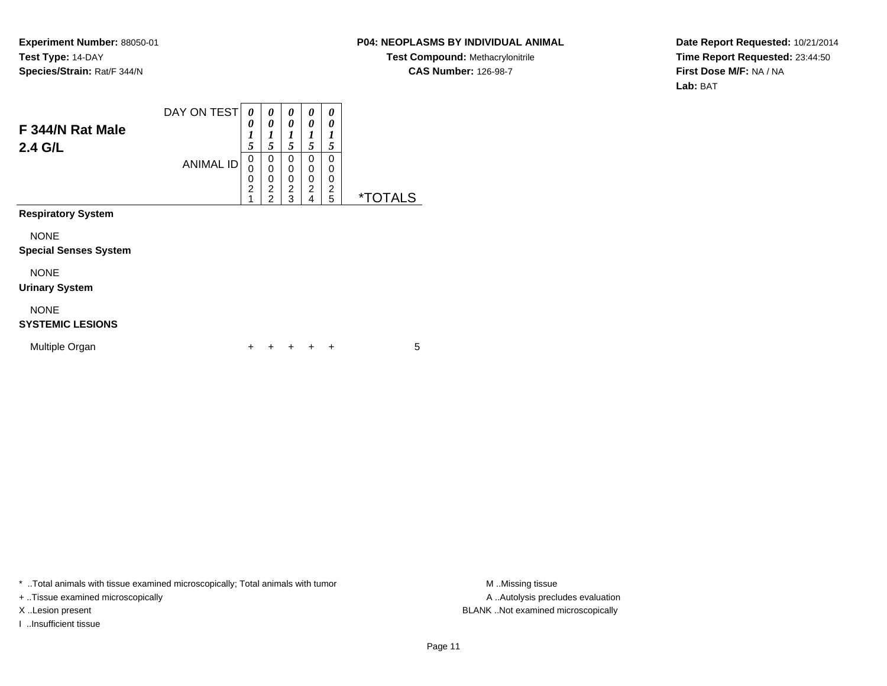**Experiment Number:** 88050-01
**Test Type:** 14-DAY
**Species/Strain:** Rat/F 344/N

**P04: NEOPLASMS BY INDIVIDUAL ANIMAL**
**Test Compound:** Methacrylonitrile
**CAS Number:** 126-98-7

**Date Report Requested:** 10/21/2014
**Time Report Requested:** 23:44:50
**First Dose M/F:** NA / NA
**Lab:** BAT

## F 344/N Rat Male 2.4 G/L

| DAY ON TEST | 0015 | 0015 | 0015 | 0015 | 0015 | |
|---|---|---|---|---|---|---|
| ANIMAL ID | 00021 | 00022 | 00023 | 00024 | 00025 | *TOTALS |
| **Respiratory System** | | | | | | |
| NONE | | | | | | |
| **Special Senses System** | | | | | | |
| NONE | | | | | | |
| **Urinary System** | | | | | | |
| NONE | | | | | | |
| **SYSTEMIC LESIONS** | | | | | | |
| Multiple Organ | + | + | + | + | + | 5 |

* ..Total animals with tissue examined microscopically; Total animals with tumor
+ ..Tissue examined microscopically
X ..Lesion present
I ..Insufficient tissue

M ..Missing tissue
A ..Autolysis precludes evaluation
BLANK ..Not examined microscopically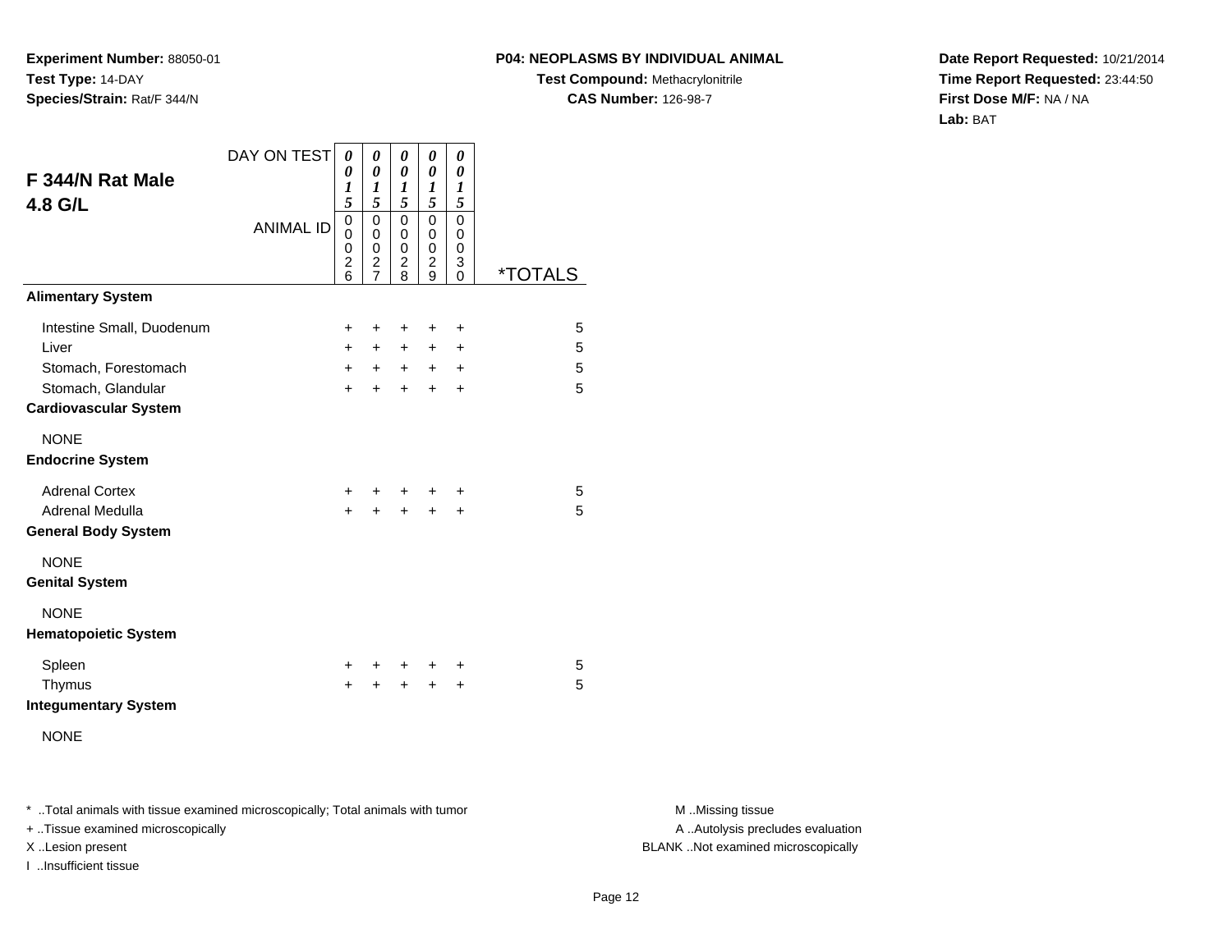**Experiment Number:** 88050-01
**Test Type:** 14-DAY
**Species/Strain:** Rat/F 344/N

**P04: NEOPLASMS BY INDIVIDUAL ANIMAL**
**Test Compound:** Methacrylonitrile
**CAS Number:** 126-98-7

**Date Report Requested:** 10/21/2014
**Time Report Requested:** 23:44:50
**First Dose M/F:** NA / NA
**Lab:** BAT

## F 344/N Rat Male
## 4.8 G/L

| DAY ON TEST | 0015 | 0015 | 0015 | 0015 | 0015 | |
|---|---|---|---|---|---|---|
| ANIMAL ID | 00026 | 00027 | 00028 | 00029 | 00030 | *TOTALS |
| **Alimentary System** | | | | | | |
| Intestine Small, Duodenum | + | + | + | + | + | 5 |
| Liver | + | + | + | + | + | 5 |
| Stomach, Forestomach | + | + | + | + | + | 5 |
| Stomach, Glandular | + | + | + | + | + | 5 |
| **Cardiovascular System** | | | | | | |
| NONE | | | | | | |
| **Endocrine System** | | | | | | |
| Adrenal Cortex | + | + | + | + | + | 5 |
| Adrenal Medulla | + | + | + | + | + | 5 |
| **General Body System** | | | | | | |
| NONE | | | | | | |
| **Genital System** | | | | | | |
| NONE | | | | | | |
| **Hematopoietic System** | | | | | | |
| Spleen | + | + | + | + | + | 5 |
| Thymus | + | + | + | + | + | 5 |
| **Integumentary System** | | | | | | |
| NONE | | | | | | |

* ..Total animals with tissue examined microscopically; Total animals with tumor
+ ..Tissue examined microscopically
X ..Lesion present
I ..Insufficient tissue

M ..Missing tissue
A ..Autolysis precludes evaluation
BLANK ..Not examined microscopically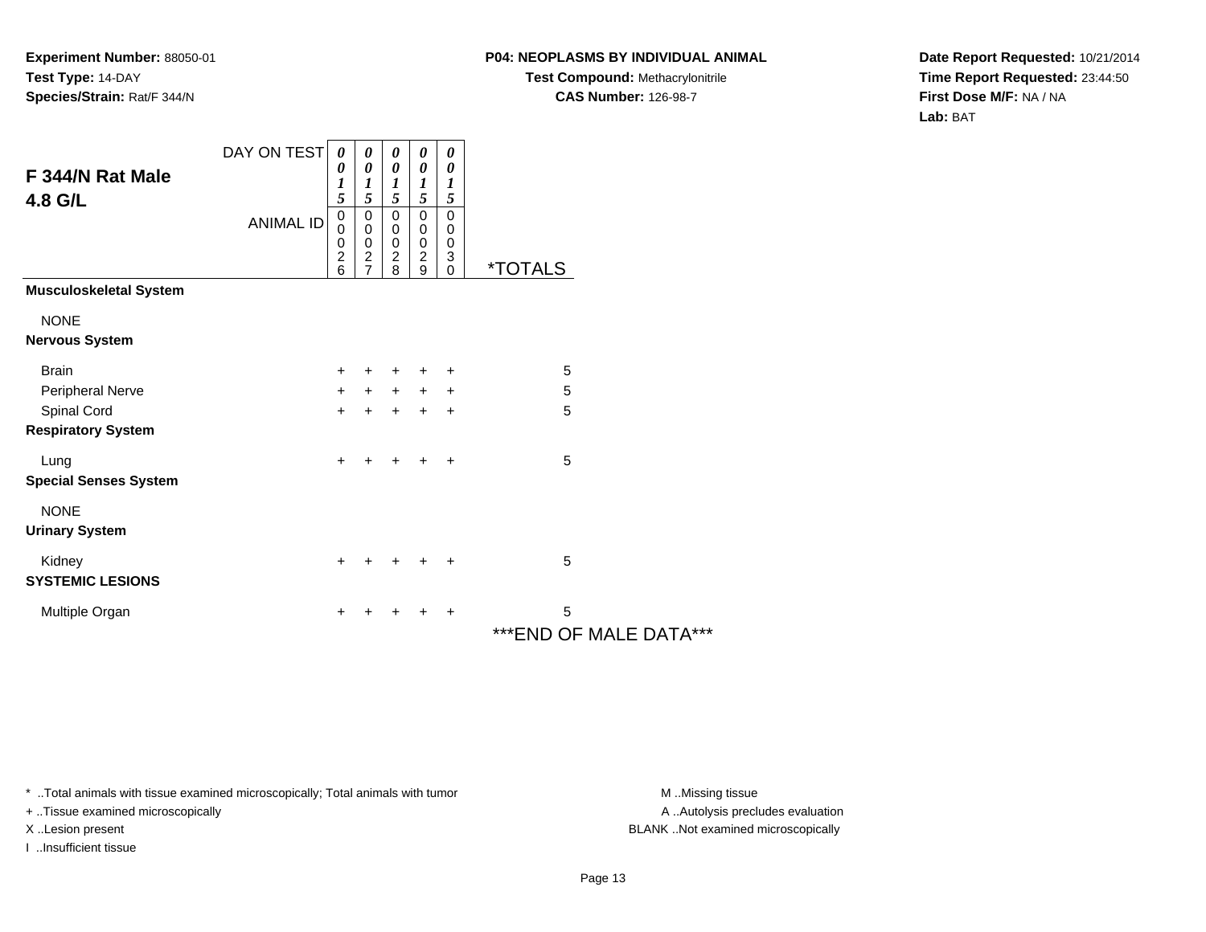**Experiment Number:** 88050-01
**Test Type:** 14-DAY
**Species/Strain:** Rat/F 344/N

**P04: NEOPLASMS BY INDIVIDUAL ANIMAL**
**Test Compound:** Methacrylonitrile
**CAS Number:** 126-98-7

**Date Report Requested:** 10/21/2014
**Time Report Requested:** 23:44:50
**First Dose M/F:** NA / NA
**Lab:** BAT

| F 344/N Rat Male 4.8 G/L | | | | | | |
|---|---|---|---|---|---|---|
| DAY ON TEST | 0015 | 0015 | 0015 | 0015 | 0015 | |
| ANIMAL ID | 00026 | 00027 | 00028 | 00029 | 00030 | *TOTALS |
| **Musculoskeletal System** | | | | | | |
| NONE | | | | | | |
| **Nervous System** | | | | | | |
| Brain | + | + | + | + | + | 5 |
| Peripheral Nerve | + | + | + | + | + | 5 |
| Spinal Cord | + | + | + | + | + | 5 |
| **Respiratory System** | | | | | | |
| Lung | + | + | + | + | + | 5 |
| **Special Senses System** | | | | | | |
| NONE | | | | | | |
| **Urinary System** | | | | | | |
| Kidney | + | + | + | + | + | 5 |
| **SYSTEMIC LESIONS** | | | | | | |
| Multiple Organ | + | + | + | + | + | 5 |

***END OF MALE DATA***

* ..Total animals with tissue examined microscopically; Total animals with tumor
+ ..Tissue examined microscopically
X ..Lesion present
I ..Insufficient tissue

M ..Missing tissue
A ..Autolysis precludes evaluation
BLANK ..Not examined microscopically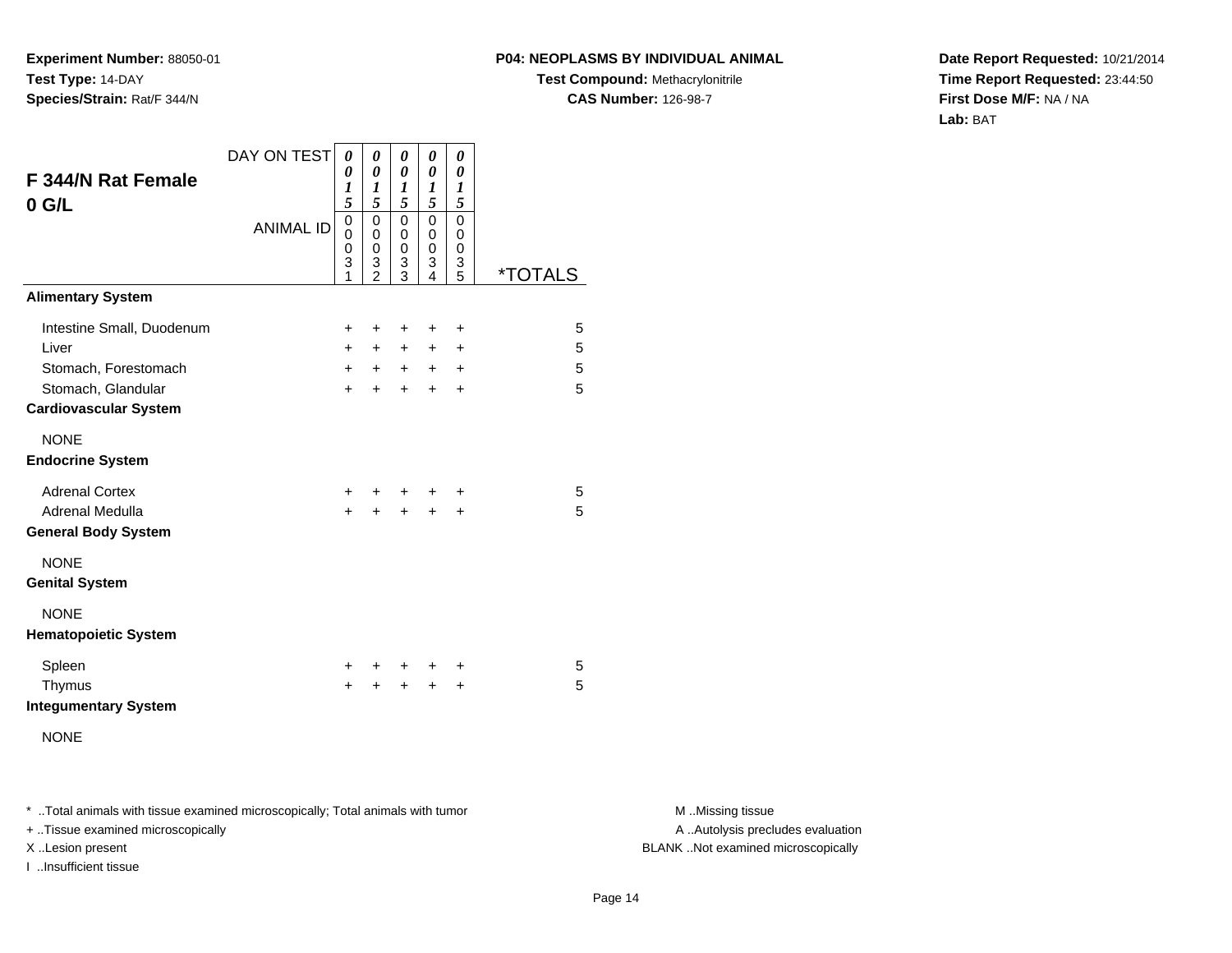**Experiment Number:** 88050-01
**Test Type:** 14-DAY
**Species/Strain:** Rat/F 344/N

**P04: NEOPLASMS BY INDIVIDUAL ANIMAL**
**Test Compound:** Methacrylonitrile
**CAS Number:** 126-98-7

**Date Report Requested:** 10/21/2014
**Time Report Requested:** 23:44:50
**First Dose M/F:** NA / NA
**Lab:** BAT

## F 344/N Rat Female
## 0 G/L

| DAY ON TEST | 0015 | 0015 | 0015 | 0015 | 0015 | |
|---|---|---|---|---|---|---|
| ANIMAL ID | 00031 | 00032 | 00033 | 00034 | 00035 | *TOTALS |
| **Alimentary System** | | | | | | |
| Intestine Small, Duodenum | + | + | + | + | + | 5 |
| Liver | + | + | + | + | + | 5 |
| Stomach, Forestomach | + | + | + | + | + | 5 |
| Stomach, Glandular | + | + | + | + | + | 5 |
| **Cardiovascular System** | | | | | | |
| NONE | | | | | | |
| **Endocrine System** | | | | | | |
| Adrenal Cortex | + | + | + | + | + | 5 |
| Adrenal Medulla | + | + | + | + | + | 5 |
| **General Body System** | | | | | | |
| NONE | | | | | | |
| **Genital System** | | | | | | |
| NONE | | | | | | |
| **Hematopoietic System** | | | | | | |
| Spleen | + | + | + | + | + | 5 |
| Thymus | + | + | + | + | + | 5 |
| **Integumentary System** | | | | | | |
| NONE | | | | | | |

\* ..Total animals with tissue examined microscopically; Total animals with tumor
\+ ..Tissue examined microscopically
X ..Lesion present
I ..Insufficient tissue

M ..Missing tissue
A ..Autolysis precludes evaluation
BLANK ..Not examined microscopically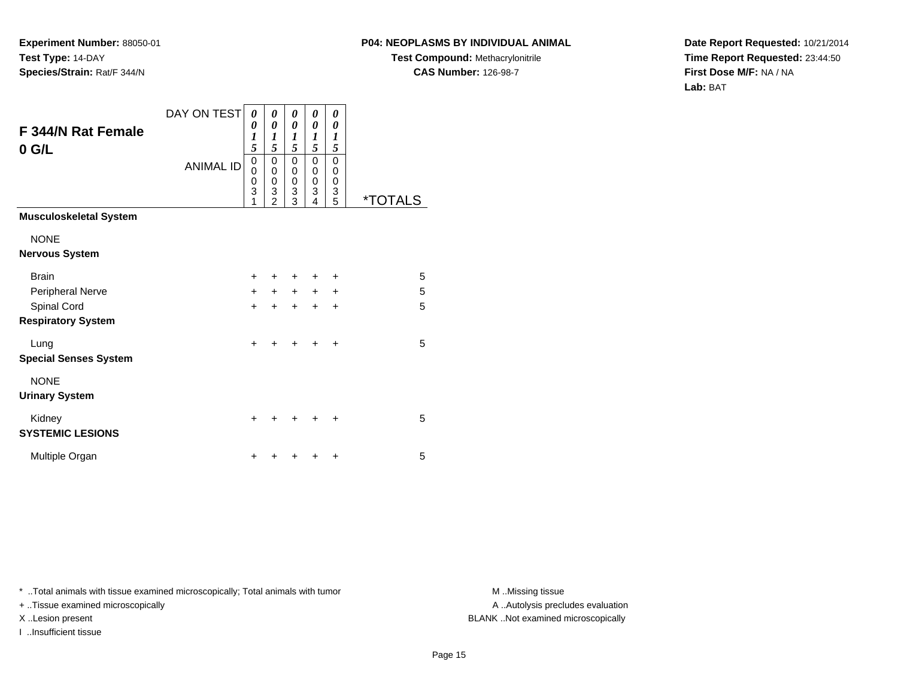**Experiment Number:** 88050-01
**Test Type:** 14-DAY
**Species/Strain:** Rat/F 344/N

**P04: NEOPLASMS BY INDIVIDUAL ANIMAL**
**Test Compound:** Methacrylonitrile
**CAS Number:** 126-98-7

**Date Report Requested:** 10/21/2014
**Time Report Requested:** 23:44:50
**First Dose M/F:** NA / NA
**Lab:** BAT

## F 344/N Rat Female
## 0 G/L

| DAY ON TEST | 0015 | 0015 | 0015 | 0015 | 0015 | |
|---|---|---|---|---|---|---|
| ANIMAL ID | 00031 | 00032 | 00033 | 00034 | 00035 | *TOTALS |
| **Musculoskeletal System** | | | | | | |
| NONE | | | | | | |
| **Nervous System** | | | | | | |
| Brain | + | + | + | + | + | 5 |
| Peripheral Nerve | + | + | + | + | + | 5 |
| Spinal Cord | + | + | + | + | + | 5 |
| **Respiratory System** | | | | | | |
| Lung | + | + | + | + | + | 5 |
| **Special Senses System** | | | | | | |
| NONE | | | | | | |
| **Urinary System** | | | | | | |
| Kidney | + | + | + | + | + | 5 |
| **SYSTEMIC LESIONS** | | | | | | |
| Multiple Organ | + | + | + | + | + | 5 |

* ..Total animals with tissue examined microscopically; Total animals with tumor
+ ..Tissue examined microscopically
X ..Lesion present
I ..Insufficient tissue

M ..Missing tissue
A ..Autolysis precludes evaluation
BLANK ..Not examined microscopically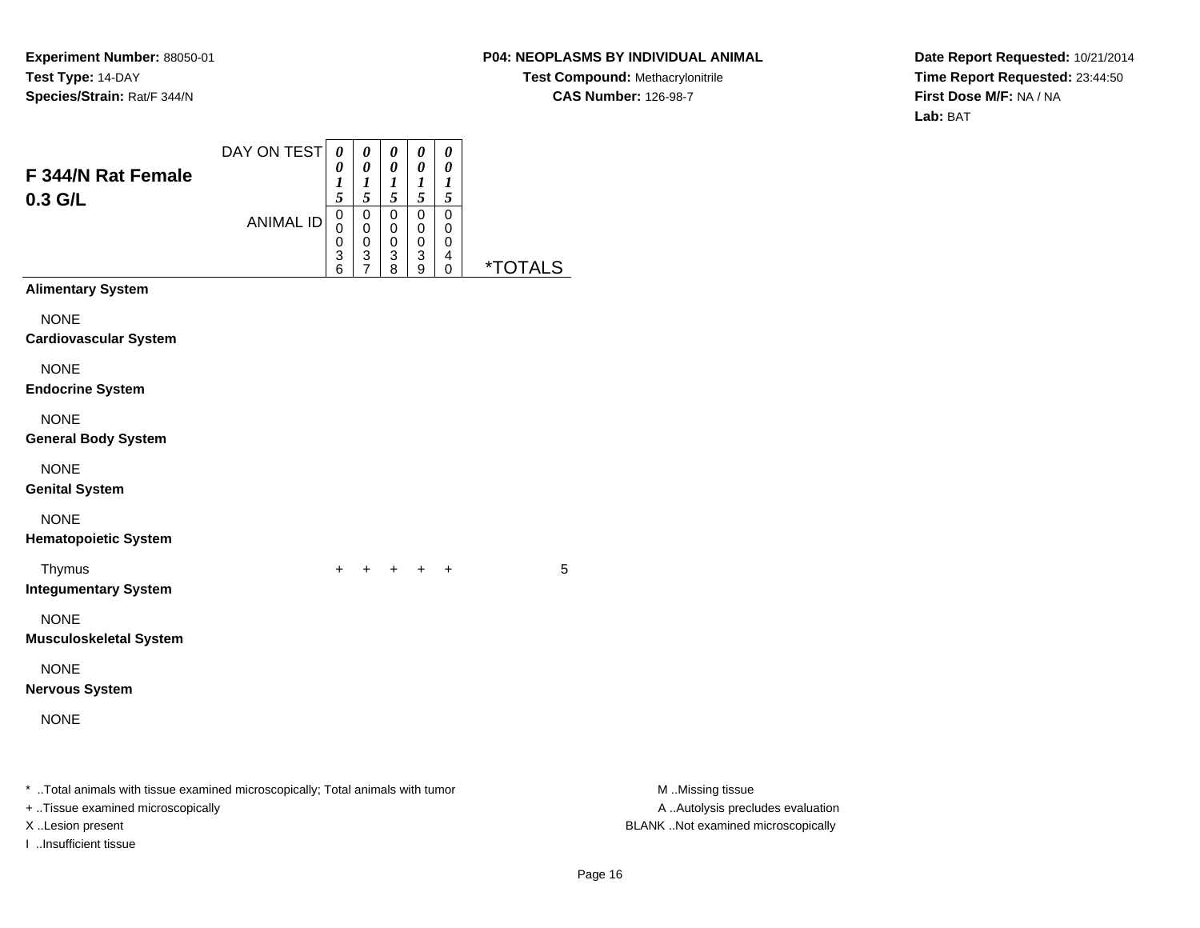**Experiment Number:** 88050-01
**Test Type:** 14-DAY
**Species/Strain:** Rat/F 344/N

**P04: NEOPLASMS BY INDIVIDUAL ANIMAL**
**Test Compound:** Methacrylonitrile
**CAS Number:** 126-98-7

**Date Report Requested:** 10/21/2014
**Time Report Requested:** 23:44:50
**First Dose M/F:** NA / NA
**Lab:** BAT

## F 344/N Rat Female 0.3 G/L

| DAY ON TEST | 0015 | 0015 | 0015 | 0015 | 0015 | |
|---|---|---|---|---|---|---|
| ANIMAL ID | 00036 | 00037 | 00038 | 00039 | 00040 | *TOTALS |
| **Alimentary System** | | | | | | |
| NONE | | | | | | |
| **Cardiovascular System** | | | | | | |
| NONE | | | | | | |
| **Endocrine System** | | | | | | |
| NONE | | | | | | |
| **General Body System** | | | | | | |
| NONE | | | | | | |
| **Genital System** | | | | | | |
| NONE | | | | | | |
| **Hematopoietic System** | | | | | | |
| Thymus | + | + | + | + | + | 5 |
| **Integumentary System** | | | | | | |
| NONE | | | | | | |
| **Musculoskeletal System** | | | | | | |
| NONE | | | | | | |
| **Nervous System** | | | | | | |
| NONE | | | | | | |

* ..Total animals with tissue examined microscopically; Total animals with tumor
+ ..Tissue examined microscopically
X ..Lesion present
I ..Insufficient tissue

M ..Missing tissue
A ..Autolysis precludes evaluation
BLANK ..Not examined microscopically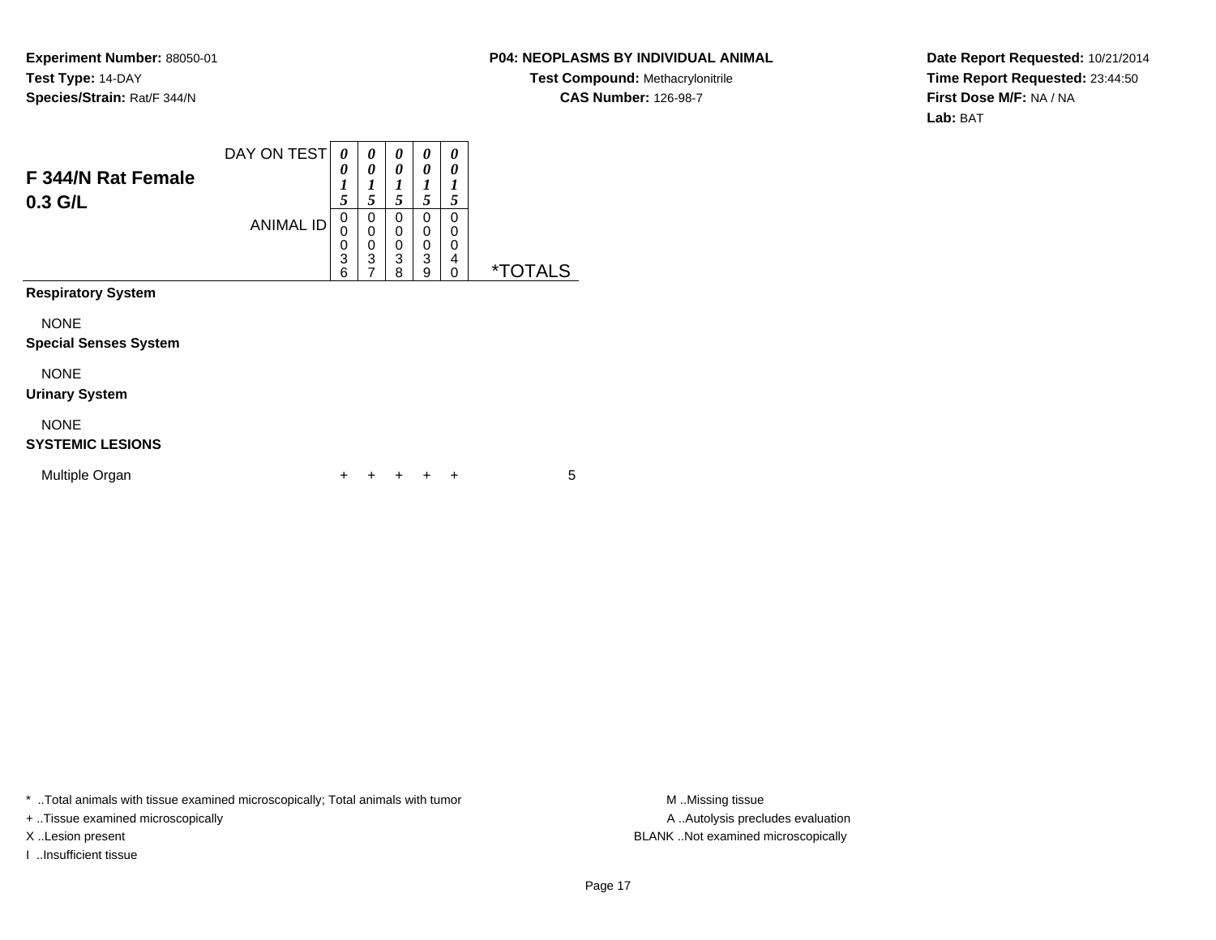**Experiment Number:** 88050-01
**Test Type:** 14-DAY
**Species/Strain:** Rat/F 344/N

**P04: NEOPLASMS BY INDIVIDUAL ANIMAL**
**Test Compound:** Methacrylonitrile
**CAS Number:** 126-98-7

**Date Report Requested:** 10/21/2014
**Time Report Requested:** 23:44:50
**First Dose M/F:** NA / NA
**Lab:** BAT

## F 344/N Rat Female 0.3 G/L

| DAY ON TEST | 0015 | 0015 | 0015 | 0015 | 0015 | |
|---|---|---|---|---|---|---|
| ANIMAL ID | 00036 | 00037 | 00038 | 00039 | 00040 | *TOTALS |
| **Respiratory System** | | | | | | |
| NONE | | | | | | |
| **Special Senses System** | | | | | | |
| NONE | | | | | | |
| **Urinary System** | | | | | | |
| NONE | | | | | | |
| **SYSTEMIC LESIONS** | | | | | | |
| Multiple Organ | + | + | + | + | + | 5 |

* ..Total animals with tissue examined microscopically; Total animals with tumor
+ ..Tissue examined microscopically
X ..Lesion present
I ..Insufficient tissue

M ..Missing tissue
A ..Autolysis precludes evaluation
BLANK ..Not examined microscopically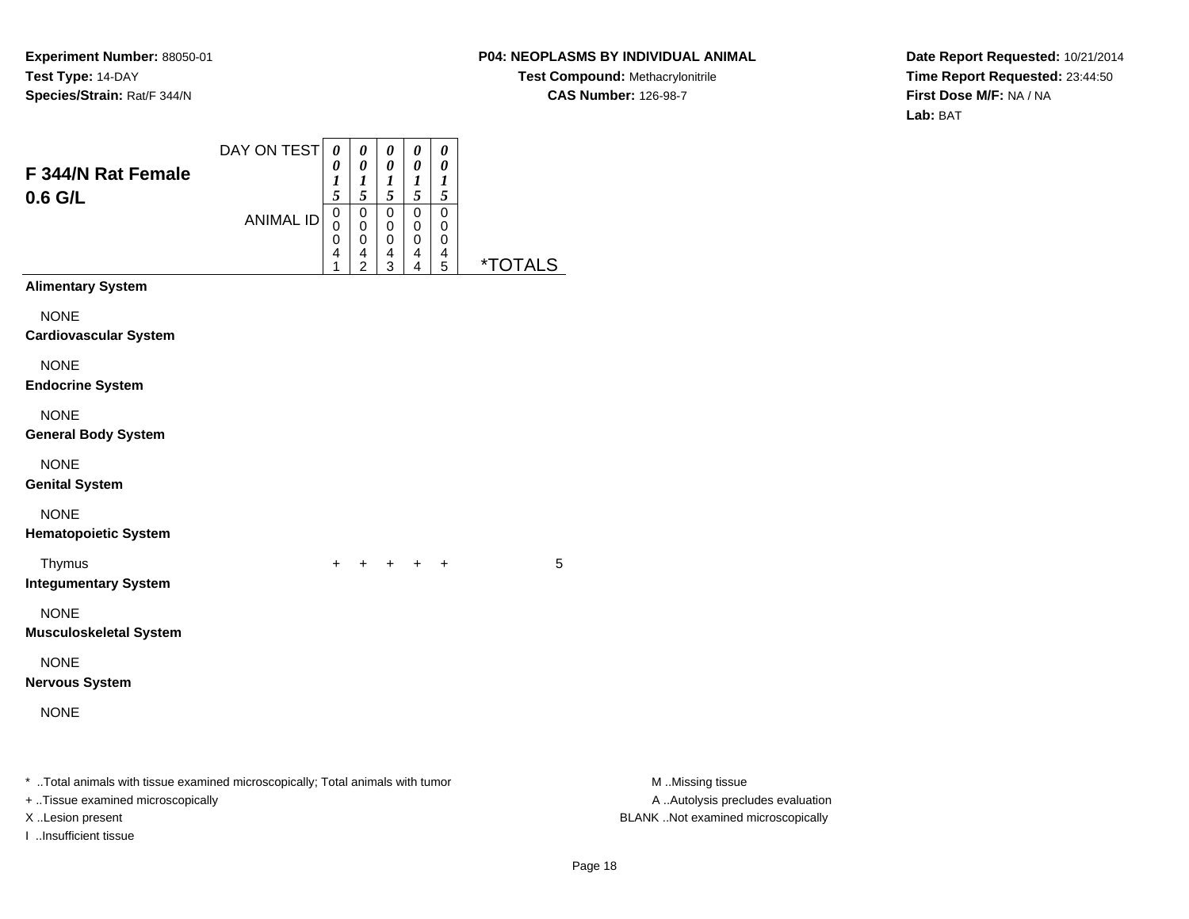**Experiment Number:** 88050-01
**Test Type:** 14-DAY
**Species/Strain:** Rat/F 344/N

**P04: NEOPLASMS BY INDIVIDUAL ANIMAL**
**Test Compound:** Methacrylonitrile
**CAS Number:** 126-98-7

**Date Report Requested:** 10/21/2014
**Time Report Requested:** 23:44:50
**First Dose M/F:** NA / NA
**Lab:** BAT

## F 344/N Rat Female 0.6 G/L

| DAY ON TEST | 0015 | 0015 | 0015 | 0015 | 0015 | |
|---|---|---|---|---|---|---|
| ANIMAL ID | 00041 | 00042 | 00043 | 00044 | 00045 | *TOTALS |
| **Alimentary System** | | | | | | |
| NONE | | | | | | |
| **Cardiovascular System** | | | | | | |
| NONE | | | | | | |
| **Endocrine System** | | | | | | |
| NONE | | | | | | |
| **General Body System** | | | | | | |
| NONE | | | | | | |
| **Genital System** | | | | | | |
| NONE | | | | | | |
| **Hematopoietic System** | | | | | | |
| Thymus | + | + | + | + | + | 5 |
| **Integumentary System** | | | | | | |
| NONE | | | | | | |
| **Musculoskeletal System** | | | | | | |
| NONE | | | | | | |
| **Nervous System** | | | | | | |
| NONE | | | | | | |

* ..Total animals with tissue examined microscopically; Total animals with tumor
+ ..Tissue examined microscopically
X ..Lesion present
I ..Insufficient tissue

M ..Missing tissue
A ..Autolysis precludes evaluation
BLANK ..Not examined microscopically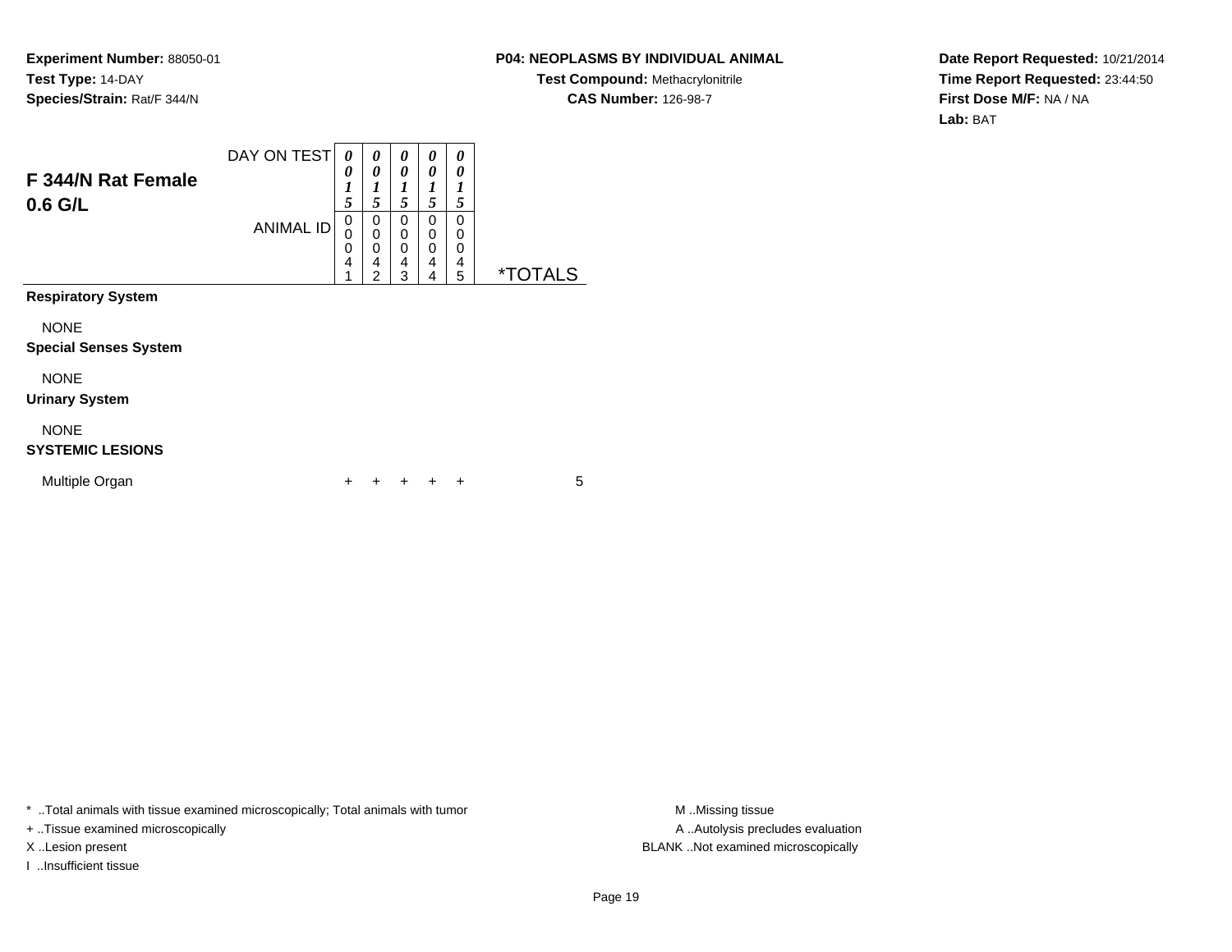**Experiment Number:** 88050-01
**Test Type:** 14-DAY
**Species/Strain:** Rat/F 344/N

**P04: NEOPLASMS BY INDIVIDUAL ANIMAL**
**Test Compound:** Methacrylonitrile
**CAS Number:** 126-98-7

**Date Report Requested:** 10/21/2014
**Time Report Requested:** 23:44:50
**First Dose M/F:** NA / NA
**Lab:** BAT

## F 344/N Rat Female 0.6 G/L

| DAY ON TEST | 0015 | 0015 | 0015 | 0015 | 0015 | |
|---|---|---|---|---|---|---|
| ANIMAL ID | 00041 | 00042 | 00043 | 00044 | 00045 | *TOTALS |
| **Respiratory System** | | | | | | |
| NONE | | | | | | |
| **Special Senses System** | | | | | | |
| NONE | | | | | | |
| **Urinary System** | | | | | | |
| NONE | | | | | | |
| **SYSTEMIC LESIONS** | | | | | | |
| Multiple Organ | + | + | + | + | + | 5 |

* ..Total animals with tissue examined microscopically; Total animals with tumor
+ ..Tissue examined microscopically
X ..Lesion present
I ..Insufficient tissue

M ..Missing tissue
A ..Autolysis precludes evaluation
BLANK ..Not examined microscopically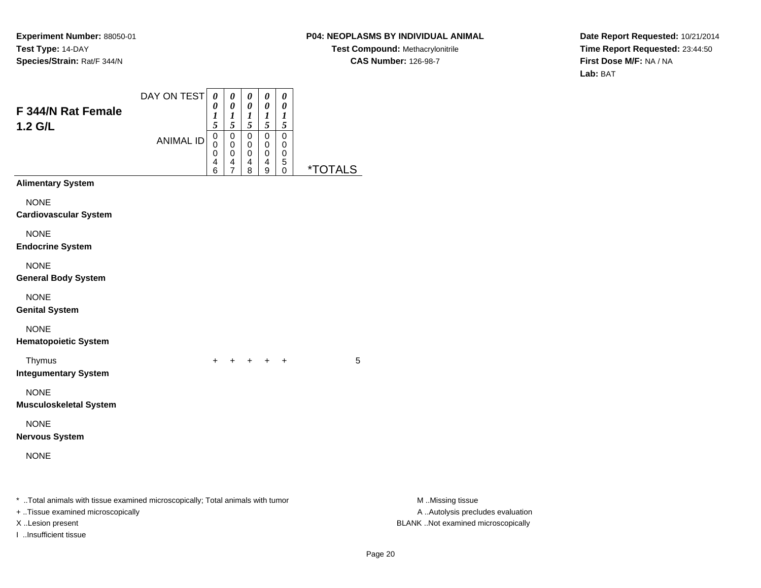**Experiment Number:** 88050-01
**Test Type:** 14-DAY
**Species/Strain:** Rat/F 344/N

**P04: NEOPLASMS BY INDIVIDUAL ANIMAL**
**Test Compound:** Methacrylonitrile
**CAS Number:** 126-98-7

**Date Report Requested:** 10/21/2014
**Time Report Requested:** 23:44:50
**First Dose M/F:** NA / NA
**Lab:** BAT

## F 344/N Rat Female 1.2 G/L

| DAY ON TEST | 0015 | 0015 | 0015 | 0015 | 0015 | |
|---|---|---|---|---|---|---|
| ANIMAL ID | 00046 | 00047 | 00048 | 00049 | 00050 | *TOTALS |
| **Alimentary System** | | | | | | |
| NONE | | | | | | |
| **Cardiovascular System** | | | | | | |
| NONE | | | | | | |
| **Endocrine System** | | | | | | |
| NONE | | | | | | |
| **General Body System** | | | | | | |
| NONE | | | | | | |
| **Genital System** | | | | | | |
| NONE | | | | | | |
| **Hematopoietic System** | | | | | | |
| Thymus | + | + | + | + | + | 5 |
| **Integumentary System** | | | | | | |
| NONE | | | | | | |
| **Musculoskeletal System** | | | | | | |
| NONE | | | | | | |
| **Nervous System** | | | | | | |
| NONE | | | | | | |

* ..Total animals with tissue examined microscopically; Total animals with tumor
+ ..Tissue examined microscopically
X ..Lesion present
I ..Insufficient tissue

M ..Missing tissue
A ..Autolysis precludes evaluation
BLANK ..Not examined microscopically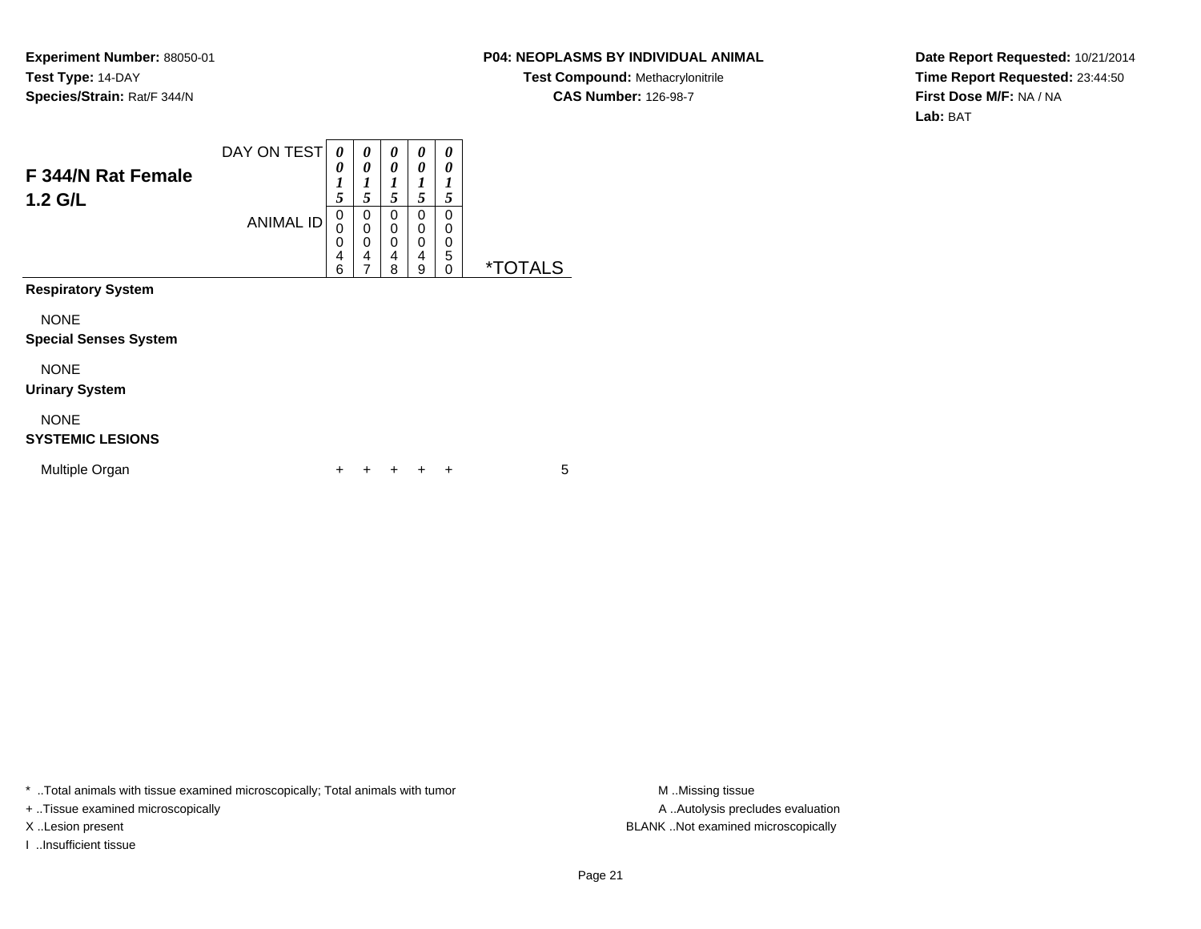**Experiment Number:** 88050-01
**Test Type:** 14-DAY
**Species/Strain:** Rat/F 344/N

**P04: NEOPLASMS BY INDIVIDUAL ANIMAL**
**Test Compound:** Methacrylonitrile
**CAS Number:** 126-98-7

**Date Report Requested:** 10/21/2014
**Time Report Requested:** 23:44:50
**First Dose M/F:** NA / NA
**Lab:** BAT

## F 344/N Rat Female 1.2 G/L

| DAY ON TEST | 0015 | 0015 | 0015 | 0015 | 0015 | |
|---|---|---|---|---|---|---|
| ANIMAL ID | 00046 | 00047 | 00048 | 00049 | 00050 | *TOTALS |
| **Respiratory System** | | | | | | |
| NONE | | | | | | |
| **Special Senses System** | | | | | | |
| NONE | | | | | | |
| **Urinary System** | | | | | | |
| NONE | | | | | | |
| **SYSTEMIC LESIONS** | | | | | | |
| Multiple Organ | + | + | + | + | + | 5 |

* ..Total animals with tissue examined microscopically; Total animals with tumor
+ ..Tissue examined microscopically
X ..Lesion present
I ..Insufficient tissue

M ..Missing tissue
A ..Autolysis precludes evaluation
BLANK ..Not examined microscopically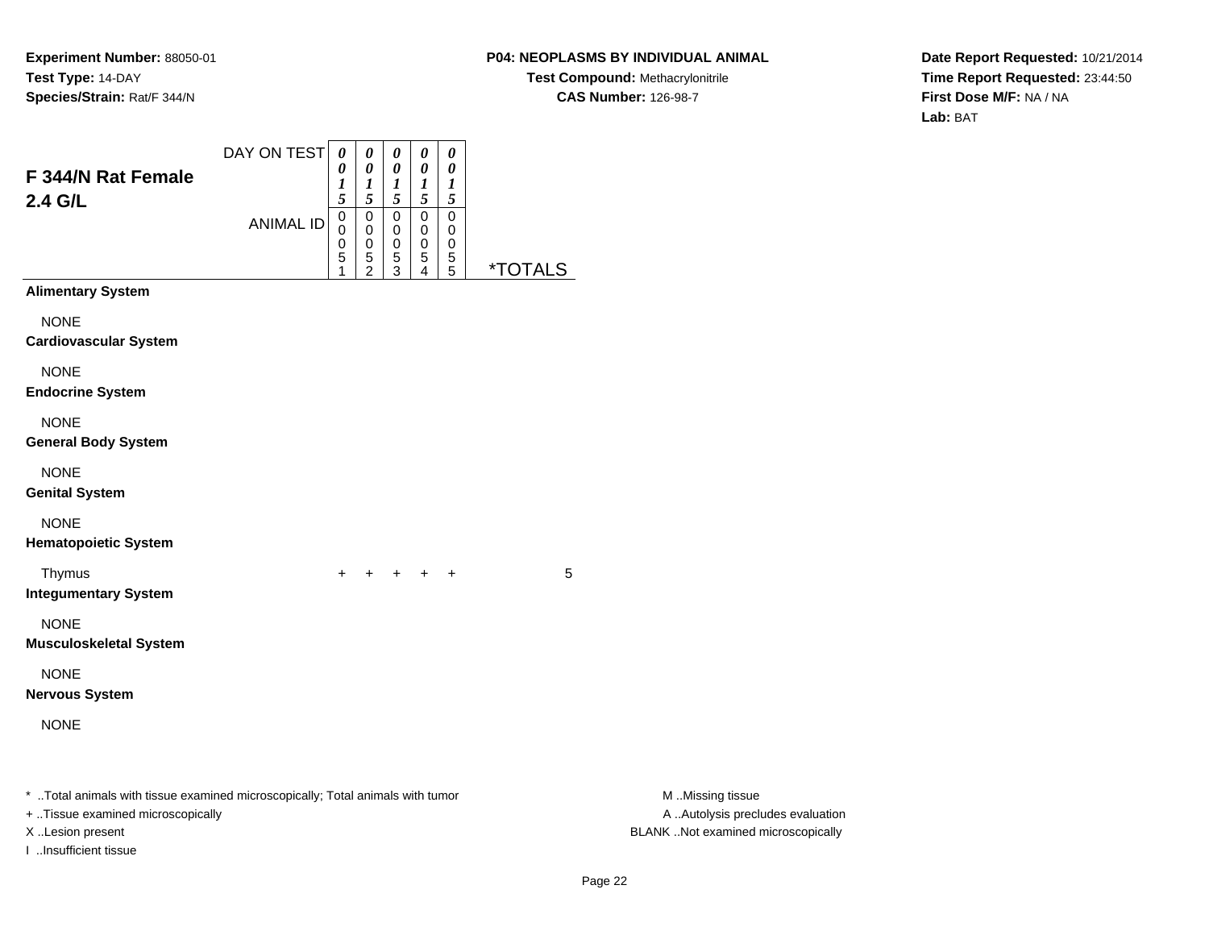**Experiment Number:** 88050-01
**Test Type:** 14-DAY
**Species/Strain:** Rat/F 344/N

**P04: NEOPLASMS BY INDIVIDUAL ANIMAL**
**Test Compound:** Methacrylonitrile
**CAS Number:** 126-98-7

**Date Report Requested:** 10/21/2014
**Time Report Requested:** 23:44:50
**First Dose M/F:** NA / NA
**Lab:** BAT

## F 344/N Rat Female 2.4 G/L

| DAY ON TEST | 0015 | 0015 | 0015 | 0015 | 0015 | |
|---|---|---|---|---|---|---|
| **ANIMAL ID** | 00051 | 00052 | 00053 | 00054 | 00055 | ***TOTALS** |
| **Alimentary System** | | | | | | |
| NONE | | | | | | |
| **Cardiovascular System** | | | | | | |
| NONE | | | | | | |
| **Endocrine System** | | | | | | |
| NONE | | | | | | |
| **General Body System** | | | | | | |
| NONE | | | | | | |
| **Genital System** | | | | | | |
| NONE | | | | | | |
| **Hematopoietic System** | | | | | | |
| Thymus | + | + | + | + | + | 5 |
| **Integumentary System** | | | | | | |
| NONE | | | | | | |
| **Musculoskeletal System** | | | | | | |
| NONE | | | | | | |
| **Nervous System** | | | | | | |
| NONE | | | | | | |

* ..Total animals with tissue examined microscopically; Total animals with tumor
+ ..Tissue examined microscopically
X ..Lesion present
I ..Insufficient tissue

M ..Missing tissue
A ..Autolysis precludes evaluation
BLANK ..Not examined microscopically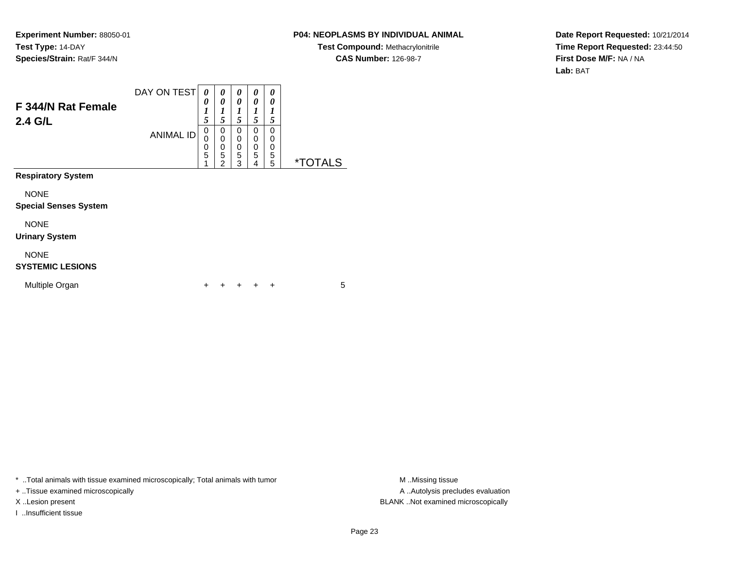**Experiment Number:** 88050-01
**Test Type:** 14-DAY
**Species/Strain:** Rat/F 344/N

**P04: NEOPLASMS BY INDIVIDUAL ANIMAL**
**Test Compound:** Methacrylonitrile
**CAS Number:** 126-98-7

**Date Report Requested:** 10/21/2014
**Time Report Requested:** 23:44:50
**First Dose M/F:** NA / NA
**Lab:** BAT

## F 344/N Rat Female 2.4 G/L

| DAY ON TEST | 0015 | 0015 | 0015 | 0015 | 0015 | |
|---|---|---|---|---|---|---|
| ANIMAL ID | 00051 | 00052 | 00053 | 00054 | 00055 | *TOTALS |
| **Respiratory System** | | | | | | |
| NONE | | | | | | |
| **Special Senses System** | | | | | | |
| NONE | | | | | | |
| **Urinary System** | | | | | | |
| NONE | | | | | | |
| **SYSTEMIC LESIONS** | | | | | | |
| Multiple Organ | + | + | + | + | + | 5 |

\* ..Total animals with tissue examined microscopically; Total animals with tumor
+ ..Tissue examined microscopically
X ..Lesion present
I ..Insufficient tissue

M ..Missing tissue
A ..Autolysis precludes evaluation
BLANK ..Not examined microscopically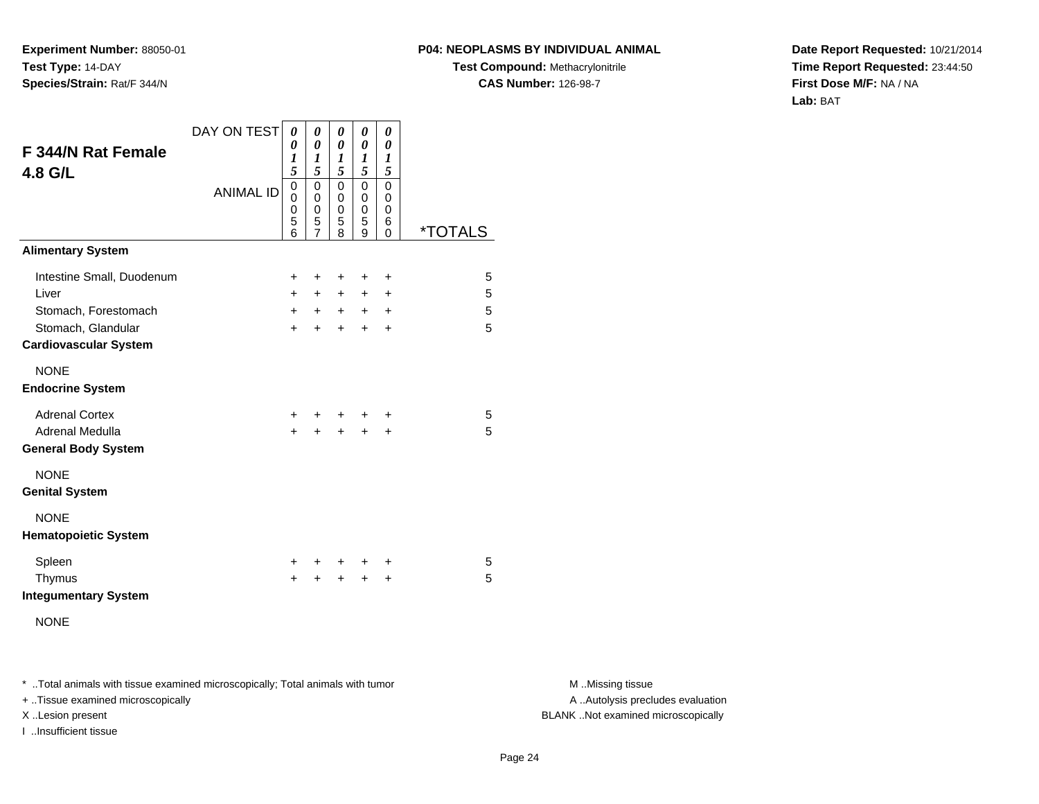**Experiment Number:** 88050-01
**Test Type:** 14-DAY
**Species/Strain:** Rat/F 344/N

**P04: NEOPLASMS BY INDIVIDUAL ANIMAL**
**Test Compound:** Methacrylonitrile
**CAS Number:** 126-98-7

**Date Report Requested:** 10/21/2014
**Time Report Requested:** 23:44:50
**First Dose M/F:** NA / NA
**Lab:** BAT

## F 344/N Rat Female 4.8 G/L

| DAY ON TEST | 0015 | 0015 | 0015 | 0015 | 0015 | |
|---|---|---|---|---|---|---|
| **ANIMAL ID** | 00056 | 00057 | 00058 | 00059 | 00060 | ***TOTALS** |
| **Alimentary System** | | | | | | |
| Intestine Small, Duodenum | + | + | + | + | + | 5 |
| Liver | + | + | + | + | + | 5 |
| Stomach, Forestomach | + | + | + | + | + | 5 |
| Stomach, Glandular | + | + | + | + | + | 5 |
| **Cardiovascular System** | | | | | | |
| NONE | | | | | | |
| **Endocrine System** | | | | | | |
| Adrenal Cortex | + | + | + | + | + | 5 |
| Adrenal Medulla | + | + | + | + | + | 5 |
| **General Body System** | | | | | | |
| NONE | | | | | | |
| **Genital System** | | | | | | |
| NONE | | | | | | |
| **Hematopoietic System** | | | | | | |
| Spleen | + | + | + | + | + | 5 |
| Thymus | + | + | + | + | + | 5 |
| **Integumentary System** | | | | | | |
| NONE | | | | | | |

* ..Total animals with tissue examined microscopically; Total animals with tumor
+ ..Tissue examined microscopically
X ..Lesion present
I ..Insufficient tissue

M ..Missing tissue
A ..Autolysis precludes evaluation
BLANK ..Not examined microscopically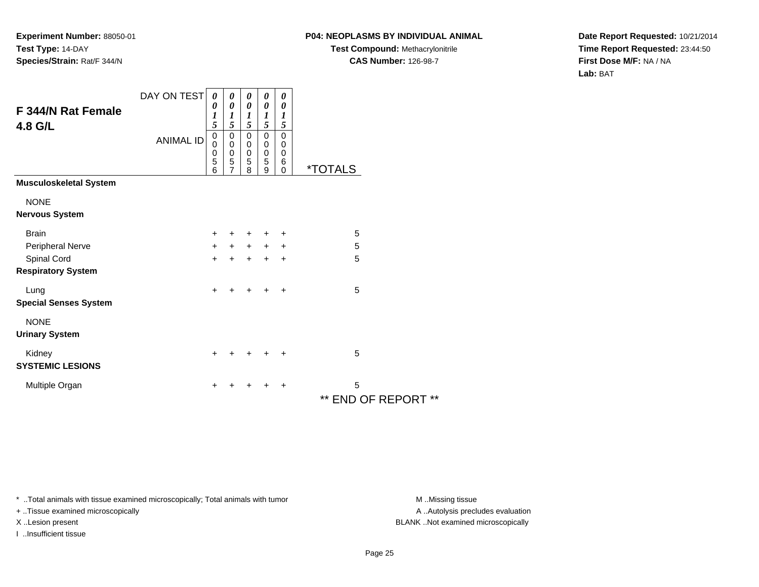**Experiment Number:** 88050-01
**Test Type:** 14-DAY
**Species/Strain:** Rat/F 344/N

**P04: NEOPLASMS BY INDIVIDUAL ANIMAL**
**Test Compound:** Methacrylonitrile
**CAS Number:** 126-98-7

**Date Report Requested:** 10/21/2014
**Time Report Requested:** 23:44:50
**First Dose M/F:** NA / NA
**Lab:** BAT

## F 344/N Rat Female 4.8 G/L

| | | | | | | |
|---|---|---|---|---|---|---|
| DAY ON TEST | 0015 | 0015 | 0015 | 0015 | 0015 | |
| ANIMAL ID | 00056 | 00057 | 00058 | 00059 | 00060 | *TOTALS |
| **Musculoskeletal System** | | | | | | |
| NONE | | | | | | |
| **Nervous System** | | | | | | |
| Brain | + | + | + | + | + | 5 |
| Peripheral Nerve | + | + | + | + | + | 5 |
| Spinal Cord | + | + | + | + | + | 5 |
| **Respiratory System** | | | | | | |
| Lung | + | + | + | + | + | 5 |
| **Special Senses System** | | | | | | |
| NONE | | | | | | |
| **Urinary System** | | | | | | |
| Kidney | + | + | + | + | + | 5 |
| **SYSTEMIC LESIONS** | | | | | | |
| Multiple Organ | + | + | + | + | + | 5 |

** END OF REPORT **

* ..Total animals with tissue examined microscopically; Total animals with tumor
+ ..Tissue examined microscopically
X ..Lesion present
I ..Insufficient tissue

M ..Missing tissue
A ..Autolysis precludes evaluation
BLANK ..Not examined microscopically